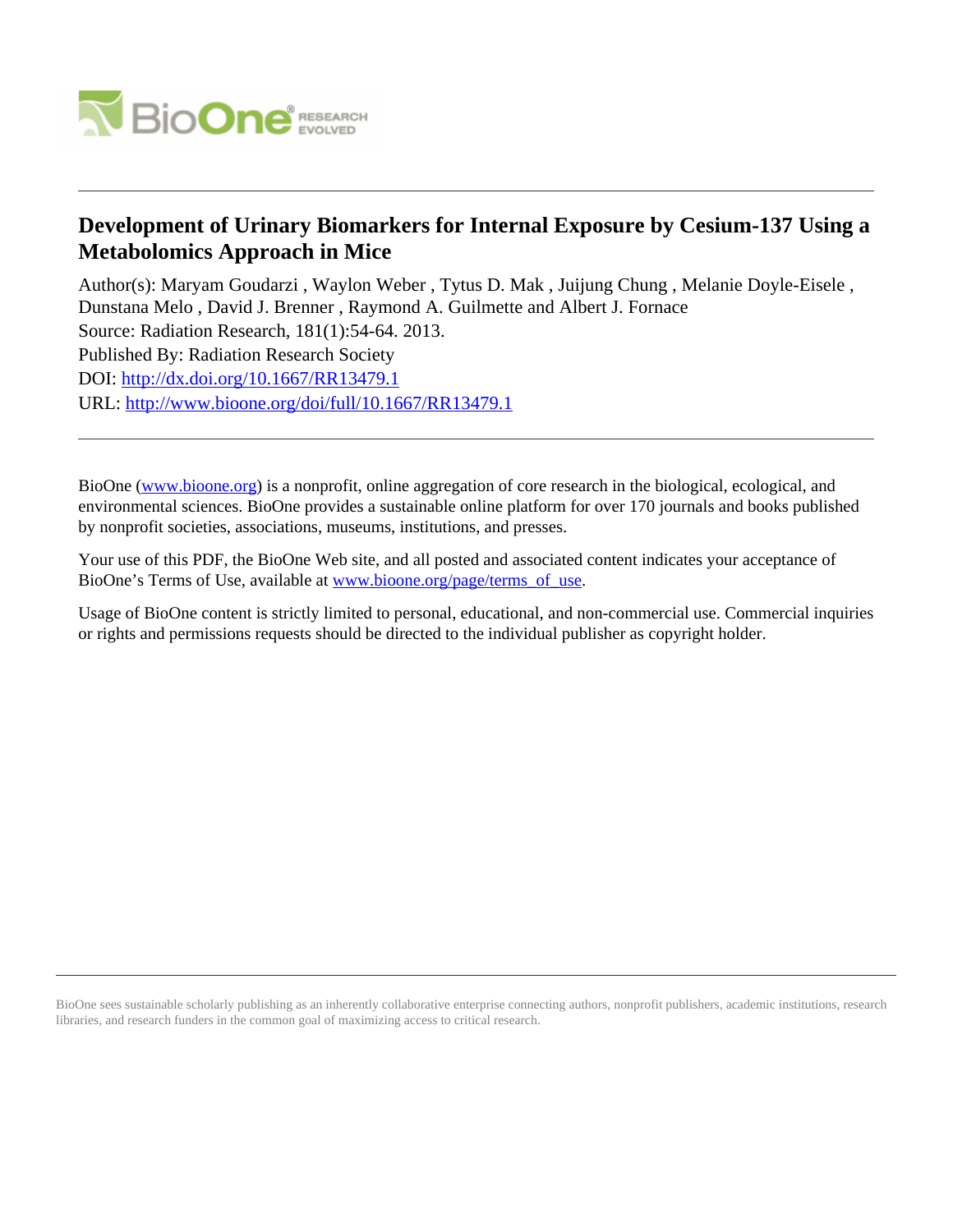# Development of Urinary Biomarkers for Internal Exposure by Cesium-137 Using a Metabolomics Approach in Mice

Author(s): Maryam Goudarzi , Waylon Weber , Tytus D. Mak , Juijung Chung , Melanie Doyle-Eisele , Dunstana Melo , David J. Brenner , Raymond A. Guilmette and Albert J. Fornace

Source: Radiation Research, 181(1):54-64. 2013.

Published By: Radiation Research Society

DOI: http://dx.doi.org/10.1667/RR13479.1

URL: http://www.bioone.org/doi/full/10.1667/RR13479.1

---

BioOne (www.bioone.org) is a nonprofit, online aggregation of core research in the biological, ecological, and environmental sciences. BioOne provides a sustainable online platform for over 170 journals and books published by nonprofit societies, associations, museums, institutions, and presses.

Your use of this PDF, the BioOne Web site, and all posted and associated content indicates your acceptance of BioOne's Terms of Use, available at www.bioone.org/page/terms_of_use.

Usage of BioOne content is strictly limited to personal, educational, and non-commercial use. Commercial inquiries or rights and permissions requests should be directed to the individual publisher as copyright holder.

---

BioOne sees sustainable scholarly publishing as an inherently collaborative enterprise connecting authors, nonprofit publishers, academic institutions, research libraries, and research funders in the common goal of maximizing access to critical research.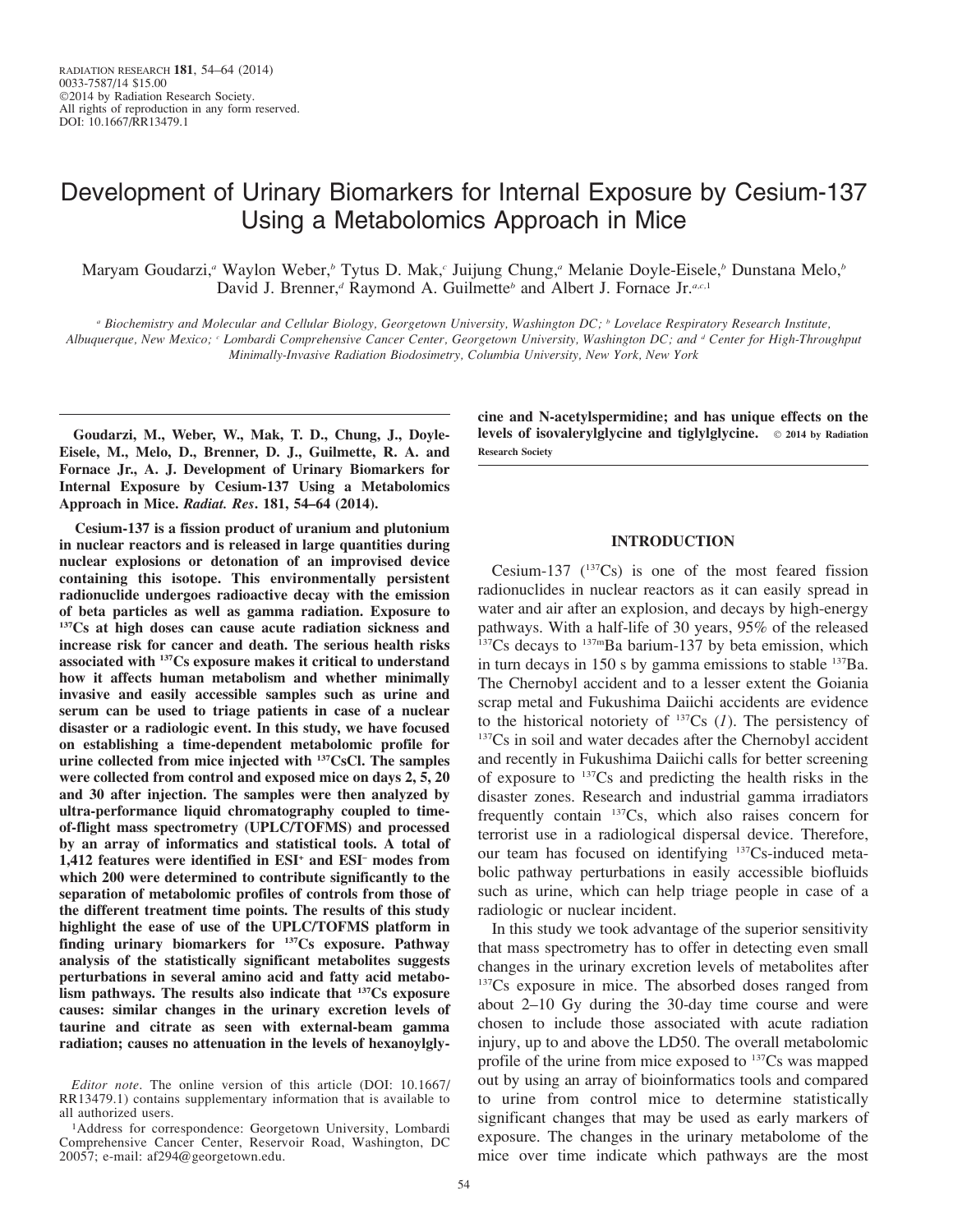# Development of Urinary Biomarkers for Internal Exposure by Cesium-137 Using a Metabolomics Approach in Mice

Maryam Goudarzi,[a] Waylon Weber,[b] Tytus D. Mak,[c] Juijung Chung,[a] Melanie Doyle-Eisele,[b] Dunstana Melo,[b] David J. Brenner,[d] Raymond A. Guilmette[b] and Albert J. Fornace Jr.[a,c,1]

[a] Biochemistry and Molecular and Cellular Biology, Georgetown University, Washington DC; [b] Lovelace Respiratory Research Institute, Albuquerque, New Mexico; [c] Lombardi Comprehensive Cancer Center, Georgetown University, Washington DC; and [d] Center for High-Throughput Minimally-Invasive Radiation Biodosimetry, Columbia University, New York, New York

**Goudarzi, M., Weber, W., Mak, T. D., Chung, J., Doyle-Eisele, M., Melo, D., Brenner, D. J., Guilmette, R. A. and Fornace Jr., A. J. Development of Urinary Biomarkers for Internal Exposure by Cesium-137 Using a Metabolomics Approach in Mice. *Radiat. Res*. 181, 54–64 (2014).**

**Cesium-137 is a fission product of uranium and plutonium in nuclear reactors and is released in large quantities during nuclear explosions or detonation of an improvised device containing this isotope. This environmentally persistent radionuclide undergoes radioactive decay with the emission of beta particles as well as gamma radiation. Exposure to $^{137}$Cs at high doses can cause acute radiation sickness and increase risk for cancer and death. The serious health risks associated with $^{137}$Cs exposure makes it critical to understand how it affects human metabolism and whether minimally invasive and easily accessible samples such as urine and serum can be used to triage patients in case of a nuclear disaster or a radiologic event. In this study, we have focused on establishing a time-dependent metabolomic profile for urine collected from mice injected with $^{137}$CsCl. The samples were collected from control and exposed mice on days 2, 5, 20 and 30 after injection. The samples were then analyzed by ultra-performance liquid chromatography coupled to time-of-flight mass spectrometry (UPLC/TOFMS) and processed by an array of informatics and statistical tools. A total of 1,412 features were identified in ESI$^+$ and ESI$^-$ modes from which 200 were determined to contribute significantly to the separation of metabolomic profiles of controls from those of the different treatment time points. The results of this study highlight the ease of use of the UPLC/TOFMS platform in finding urinary biomarkers for $^{137}$Cs exposure. Pathway analysis of the statistically significant metabolites suggests perturbations in several amino acid and fatty acid metabolism pathways. The results also indicate that $^{137}$Cs exposure causes: similar changes in the urinary excretion levels of taurine and citrate as seen with external-beam gamma radiation; causes no attenuation in the levels of hexanoylglycine and N-acetylspermidine; and has unique effects on the levels of isovalerylglycine and tiglylglycine.** © 2014 by Radiation Research Society

## INTRODUCTION

Cesium-137 ($^{137}$Cs) is one of the most feared fission radionuclides in nuclear reactors as it can easily spread in water and air after an explosion, and decays by high-energy pathways. With a half-life of 30 years, 95% of the released $^{137}$Cs decays to $^{137m}$Ba barium-137 by beta emission, which in turn decays in 150 s by gamma emissions to stable $^{137}$Ba. The Chernobyl accident and to a lesser extent the Goiania scrap metal and Fukushima Daiichi accidents are evidence to the historical notoriety of $^{137}$Cs (*1*). The persistency of $^{137}$Cs in soil and water decades after the Chernobyl accident and recently in Fukushima Daiichi calls for better screening of exposure to $^{137}$Cs and predicting the health risks in the disaster zones. Research and industrial gamma irradiators frequently contain $^{137}$Cs, which also raises concern for terrorist use in a radiological dispersal device. Therefore, our team has focused on identifying $^{137}$Cs-induced metabolic pathway perturbations in easily accessible biofluids such as urine, which can help triage people in case of a radiologic or nuclear incident.

In this study we took advantage of the superior sensitivity that mass spectrometry has to offer in detecting even small changes in the urinary excretion levels of metabolites after $^{137}$Cs exposure in mice. The absorbed doses ranged from about 2–10 Gy during the 30-day time course and were chosen to include those associated with acute radiation injury, up to and above the LD50. The overall metabolomic profile of the urine from mice exposed to $^{137}$Cs was mapped out by using an array of bioinformatics tools and compared to urine from control mice to determine statistically significant changes that may be used as early markers of exposure. The changes in the urinary metabolome of the mice over time indicate which pathways are the most

*Editor note*. The online version of this article (DOI: 10.1667/RR13479.1) contains supplementary information that is available to all authorized users.

[1]Address for correspondence: Georgetown University, Lombardi Comprehensive Cancer Center, Reservoir Road, Washington, DC 20057; e-mail: af294@georgetown.edu.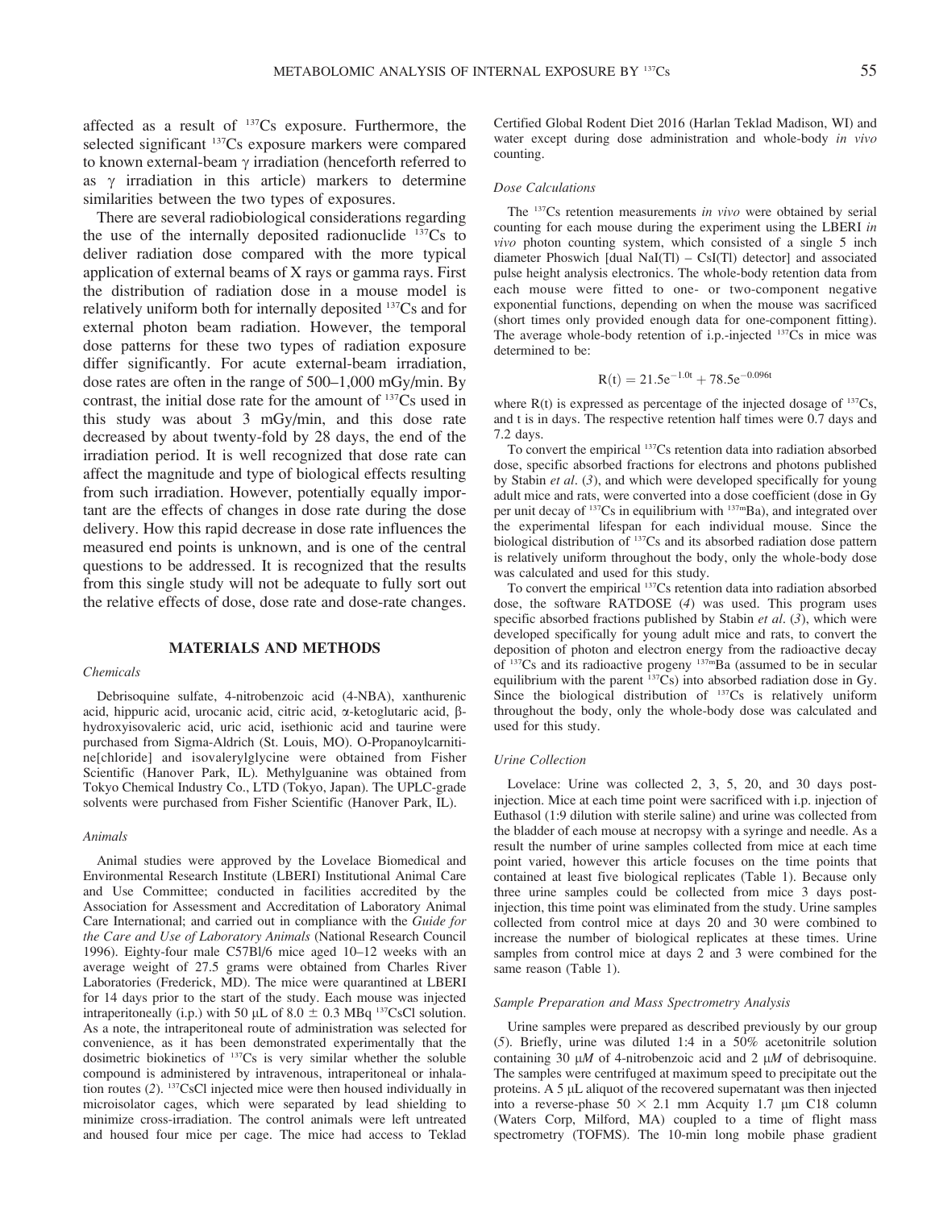affected as a result of $^{137}Cs$ exposure. Furthermore, the selected significant $^{137}Cs$ exposure markers were compared to known external-beam γ irradiation (henceforth referred to as γ irradiation in this article) markers to determine similarities between the two types of exposures.

There are several radiobiological considerations regarding the use of the internally deposited radionuclide $^{137}Cs$ to deliver radiation dose compared with the more typical application of external beams of X rays or gamma rays. First the distribution of radiation dose in a mouse model is relatively uniform both for internally deposited $^{137}Cs$ and for external photon beam radiation. However, the temporal dose patterns for these two types of radiation exposure differ significantly. For acute external-beam irradiation, dose rates are often in the range of 500–1,000 mGy/min. By contrast, the initial dose rate for the amount of $^{137}Cs$ used in this study was about 3 mGy/min, and this dose rate decreased by about twenty-fold by 28 days, the end of the irradiation period. It is well recognized that dose rate can affect the magnitude and type of biological effects resulting from such irradiation. However, potentially equally important are the effects of changes in dose rate during the dose delivery. How this rapid decrease in dose rate influences the measured end points is unknown, and is one of the central questions to be addressed. It is recognized that the results from this single study will not be adequate to fully sort out the relative effects of dose, dose rate and dose-rate changes.

## MATERIALS AND METHODS

### *Chemicals*

Debrisoquine sulfate, 4-nitrobenzoic acid (4-NBA), xanthurenic acid, hippuric acid, urocanic acid, citric acid, α-ketoglutaric acid, β-hydroxyisovaleric acid, uric acid, isethionic acid and taurine were purchased from Sigma-Aldrich (St. Louis, MO). O-Propanoylcarnitine[chloride] and isovalerylglycine were obtained from Fisher Scientific (Hanover Park, IL). Methylguanine was obtained from Tokyo Chemical Industry Co., LTD (Tokyo, Japan). The UPLC-grade solvents were purchased from Fisher Scientific (Hanover Park, IL).

### *Animals*

Animal studies were approved by the Lovelace Biomedical and Environmental Research Institute (LBERI) Institutional Animal Care and Use Committee; conducted in facilities accredited by the Association for Assessment and Accreditation of Laboratory Animal Care International; and carried out in compliance with the *Guide for the Care and Use of Laboratory Animals* (National Research Council 1996). Eighty-four male C57Bl/6 mice aged 10–12 weeks with an average weight of 27.5 grams were obtained from Charles River Laboratories (Frederick, MD). The mice were quarantined at LBERI for 14 days prior to the start of the study. Each mouse was injected intraperitoneally (i.p.) with 50 μL of 8.0 ± 0.3 MBq $^{137}CsCl$ solution. As a note, the intraperitoneal route of administration was selected for convenience, as it has been demonstrated experimentally that the dosimetric biokinetics of $^{137}Cs$ is very similar whether the soluble compound is administered by intravenous, intraperitoneal or inhalation routes (*2*). $^{137}CsCl$ injected mice were then housed individually in microisolator cages, which were separated by lead shielding to minimize cross-irradiation. The control animals were left untreated and housed four mice per cage. The mice had access to Teklad Certified Global Rodent Diet 2016 (Harlan Teklad Madison, WI) and water except during dose administration and whole-body *in vivo* counting.

### *Dose Calculations*

The $^{137}Cs$ retention measurements *in vivo* were obtained by serial counting for each mouse during the experiment using the LBERI *in vivo* photon counting system, which consisted of a single 5 inch diameter Phoswich [dual NaI(Tl) – CsI(Tl) detector] and associated pulse height analysis electronics. The whole-body retention data from each mouse were fitted to one- or two-component negative exponential functions, depending on when the mouse was sacrificed (short times only provided enough data for one-component fitting). The average whole-body retention of i.p.-injected $^{137}Cs$ in mice was determined to be:

$$R(t) = 21.5e^{-1.0t} + 78.5e^{-0.096t}$$

where R(t) is expressed as percentage of the injected dosage of $^{137}Cs$, and t is in days. The respective retention half times were 0.7 days and 7.2 days.

To convert the empirical $^{137}Cs$ retention data into radiation absorbed dose, specific absorbed fractions for electrons and photons published by Stabin *et al*. (*3*), and which were developed specifically for young adult mice and rats, were converted into a dose coefficient (dose in Gy per unit decay of $^{137}Cs$ in equilibrium with $^{137m}Ba$), and integrated over the experimental lifespan for each individual mouse. Since the biological distribution of $^{137}Cs$ and its absorbed radiation dose pattern is relatively uniform throughout the body, only the whole-body dose was calculated and used for this study.

To convert the empirical $^{137}Cs$ retention data into radiation absorbed dose, the software RATDOSE (*4*) was used. This program uses specific absorbed fractions published by Stabin *et al*. (*3*), which were developed specifically for young adult mice and rats, to convert the deposition of photon and electron energy from the radioactive decay of $^{137}Cs$ and its radioactive progeny $^{137m}Ba$ (assumed to be in secular equilibrium with the parent $^{137}Cs$) into absorbed radiation dose in Gy. Since the biological distribution of $^{137}Cs$ is relatively uniform throughout the body, only the whole-body dose was calculated and used for this study.

### *Urine Collection*

Lovelace: Urine was collected 2, 3, 5, 20, and 30 days post-injection. Mice at each time point were sacrificed with i.p. injection of Euthasol (1:9 dilution with sterile saline) and urine was collected from the bladder of each mouse at necropsy with a syringe and needle. As a result the number of urine samples collected from mice at each time point varied, however this article focuses on the time points that contained at least five biological replicates (Table 1). Because only three urine samples could be collected from mice 3 days post-injection, this time point was eliminated from the study. Urine samples collected from control mice at days 20 and 30 were combined to increase the number of biological replicates at these times. Urine samples from control mice at days 2 and 3 were combined for the same reason (Table 1).

### *Sample Preparation and Mass Spectrometry Analysis*

Urine samples were prepared as described previously by our group (*5*). Briefly, urine was diluted 1:4 in a 50% acetonitrile solution containing 30 μ*M* of 4-nitrobenzoic acid and 2 μ*M* of debrisoquine. The samples were centrifuged at maximum speed to precipitate out the proteins. A 5 μL aliquot of the recovered supernatant was then injected into a reverse-phase 50 × 2.1 mm Acquity 1.7 μm C18 column (Waters Corp, Milford, MA) coupled to a time of flight mass spectrometry (TOFMS). The 10-min long mobile phase gradient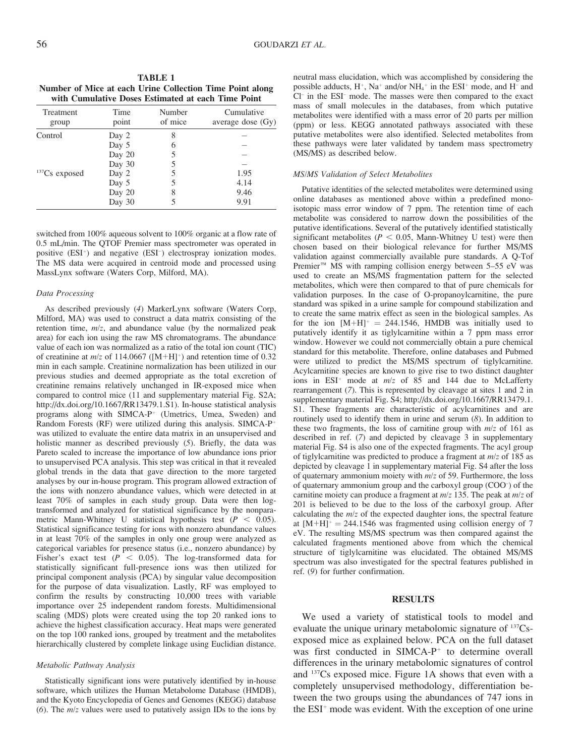**TABLE 1**
**Number of Mice at each Urine Collection Time Point along with Cumulative Doses Estimated at each Time Point**

| Treatment group | Time point | Number of mice | Cumulative average dose (Gy) |
|---|---|---|---|
| Control | Day 2 | 8 | – |
| | Day 5 | 6 | – |
| | Day 20 | 5 | – |
| | Day 30 | 5 | – |
| $^{137}$Cs exposed | Day 2 | 5 | 1.95 |
| | Day 5 | 5 | 4.14 |
| | Day 20 | 8 | 9.46 |
| | Day 30 | 5 | 9.91 |

switched from 100% aqueous solvent to 100% organic at a flow rate of 0.5 mL/min. The QTOF Premier mass spectrometer was operated in positive (ESI$^+$) and negative (ESI$^-$) electrospray ionization modes. The MS data were acquired in centroid mode and processed using MassLynx software (Waters Corp, Milford, MA).

### Data Processing

As described previously (4) MarkerLynx software (Waters Corp, Milford, MA) was used to construct a data matrix consisting of the retention time, *m/z*, and abundance value (by the normalized peak area) for each ion using the raw MS chromatograms. The abundance value of each ion was normalized as a ratio of the total ion count (TIC) of creatinine at *m/z* of 114.0667 ([M+H]$^+$) and retention time of 0.32 min in each sample. Creatinine normalization has been utilized in our previous studies and deemed appropriate as the total excretion of creatinine remains relatively unchanged in IR-exposed mice when compared to control mice (11 and supplementary material Fig. S2A; http://dx.doi.org/10.1667/RR13479.1.S1). In-house statistical analysis programs along with SIMCA-P$^+$ (Umetrics, Umea, Sweden) and Random Forests (RF) were utilized during this analysis. SIMCA-P$^+$ was utilized to evaluate the entire data matrix in an unsupervised and holistic manner as described previously (5). Briefly, the data was Pareto scaled to increase the importance of low abundance ions prior to unsupervised PCA analysis. This step was critical in that it revealed global trends in the data that gave direction to the more targeted analyses by our in-house program. This program allowed extraction of the ions with nonzero abundance values, which were detected in at least 70% of samples in each study group. Data were then log-transformed and analyzed for statistical significance by the nonparametric Mann-Whitney U statistical hypothesis test ($P < 0.05$). Statistical significance testing for ions with nonzero abundance values in at least 70% of the samples in only one group were analyzed as categorical variables for presence status (i.e., nonzero abundance) by Fisher's exact test ($P < 0.05$). The log-transformed data for statistically significant full-presence ions was then utilized for principal component analysis (PCA) by singular value decomposition for the purpose of data visualization. Lastly, RF was employed to confirm the results by constructing 10,000 trees with variable importance over 25 independent random forests. Multidimensional scaling (MDS) plots were created using the top 20 ranked ions to achieve the highest classification accuracy. Heat maps were generated on the top 100 ranked ions, grouped by treatment and the metabolites hierarchically clustered by complete linkage using Euclidian distance.

### Metabolic Pathway Analysis

Statistically significant ions were putatively identified by in-house software, which utilizes the Human Metabolome Database (HMDB), and the Kyoto Encyclopedia of Genes and Genomes (KEGG) database (6). The *m/z* values were used to putatively assign IDs to the ions by neutral mass elucidation, which was accomplished by considering the possible adducts, H$^+$, Na$^+$ and/or NH$_4^+$ in the ESI$^+$ mode, and H$^-$ and Cl$^-$ in the ESI$^-$ mode. The masses were then compared to the exact mass of small molecules in the databases, from which putative metabolites were identified with a mass error of 20 parts per million (ppm) or less. KEGG annotated pathways associated with these putative metabolites were also identified. Selected metabolites from these pathways were later validated by tandem mass spectrometry (MS/MS) as described below.

### MS/MS Validation of Select Metabolites

Putative identities of the selected metabolites were determined using online databases as mentioned above within a predefined mono-isotopic mass error window of 7 ppm. The retention time of each metabolite was considered to narrow down the possibilities of the putative identifications. Several of the putatively identified statistically significant metabolites ($P < 0.05$, Mann-Whitney U test) were then chosen based on their biological relevance for further MS/MS validation against commercially available pure standards. A Q-Tof Premier™ MS with ramping collision energy between 5–55 eV was used to create an MS/MS fragmentation pattern for the selected metabolites, which were then compared to that of pure chemicals for validation purposes. In the case of O-propanoylcarnitine, the pure standard was spiked in a urine sample for compound stabilization and to create the same matrix effect as seen in the biological samples. As for the ion [M+H]$^+$ = 244.1546, HMDB was initially used to putatively identify it as tiglylcarnitine within a 7 ppm mass error window. However we could not commercially obtain a pure chemical standard for this metabolite. Therefore, online databases and Pubmed were utilized to predict the MS/MS spectrum of tiglylcarnitine. Acylcarnitine species are known to give rise to two distinct daughter ions in ESI$^+$ mode at *m/z* of 85 and 144 due to McLafferty rearrangement (7). This is represented by cleavage at sites 1 and 2 in supplementary material Fig. S4; http://dx.doi.org/10.1667/RR13479.1.S1. These fragments are characteristic of acylcarnitines and are routinely used to identify them in urine and serum (8). In addition to these two fragments, the loss of carnitine group with *m/z* of 161 as described in ref. (7) and depicted by cleavage 3 in supplementary material Fig. S4 is also one of the expected fragments. The acyl group of tiglylcarnitine was predicted to produce a fragment at *m/z* of 185 as depicted by cleavage 1 in supplementary material Fig. S4 after the loss of quaternary ammonium moiety with *m/z* of 59. Furthermore, the loss of quaternary ammonium group and the carboxyl group (COO$^-$) of the carnitine moiety can produce a fragment at *m/z* 135. The peak at *m/z* of 201 is believed to be due to the loss of the carboxyl group. After calculating the *m/z* of the expected daughter ions, the spectral feature at [M+H]$^+$ = 244.1546 was fragmented using collision energy of 7 eV. The resulting MS/MS spectrum was then compared against the calculated fragments mentioned above from which the chemical structure of tiglylcarnitine was elucidated. The obtained MS/MS spectrum was also investigated for the spectral features published in ref. (9) for further confirmation.

## RESULTS

We used a variety of statistical tools to model and evaluate the unique urinary metabolomic signature of $^{137}$Cs-exposed mice as explained below. PCA on the full dataset was first conducted in SIMCA-P$^+$ to determine overall differences in the urinary metabolomic signatures of control and $^{137}$Cs exposed mice. Figure 1A shows that even with a completely unsupervised methodology, differentiation between the two groups using the abundances of 747 ions in the ESI$^+$ mode was evident. With the exception of one urine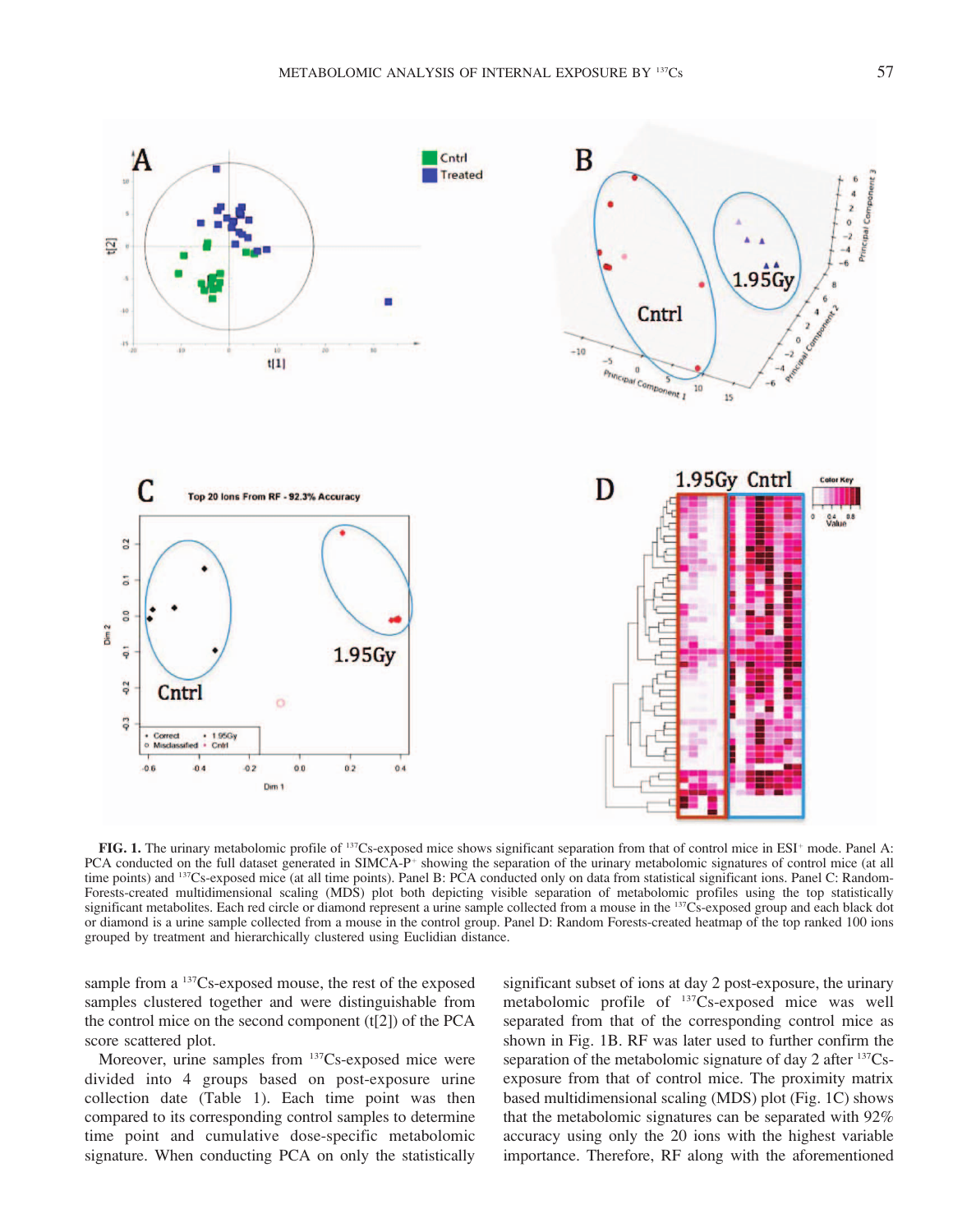**FIG. 1.** The urinary metabolomic profile of $^{137}$Cs-exposed mice shows significant separation from that of control mice in ESI$^{+}$ mode. Panel A: PCA conducted on the full dataset generated in SIMCA-P$^{+}$ showing the separation of the urinary metabolomic signatures of control mice (at all time points) and $^{137}$Cs-exposed mice (at all time points). Panel B: PCA conducted only on data from statistical significant ions. Panel C: Random-Forests-created multidimensional scaling (MDS) plot both depicting visible separation of metabolomic profiles using the top statistically significant metabolites. Each red circle or diamond represent a urine sample collected from a mouse in the $^{137}$Cs-exposed group and each black dot or diamond is a urine sample collected from a mouse in the control group. Panel D: Random Forests-created heatmap of the top ranked 100 ions grouped by treatment and hierarchically clustered using Euclidian distance.

sample from a $^{137}$Cs-exposed mouse, the rest of the exposed samples clustered together and were distinguishable from the control mice on the second component (t[2]) of the PCA score scattered plot.

Moreover, urine samples from $^{137}$Cs-exposed mice were divided into 4 groups based on post-exposure urine collection date (Table 1). Each time point was then compared to its corresponding control samples to determine time point and cumulative dose-specific metabolomic signature. When conducting PCA on only the statistically significant subset of ions at day 2 post-exposure, the urinary metabolomic profile of $^{137}$Cs-exposed mice was well separated from that of the corresponding control mice as shown in Fig. 1B. RF was later used to further confirm the separation of the metabolomic signature of day 2 after $^{137}$Cs-exposure from that of control mice. The proximity matrix based multidimensional scaling (MDS) plot (Fig. 1C) shows that the metabolomic signatures can be separated with 92% accuracy using only the 20 ions with the highest variable importance. Therefore, RF along with the aforementioned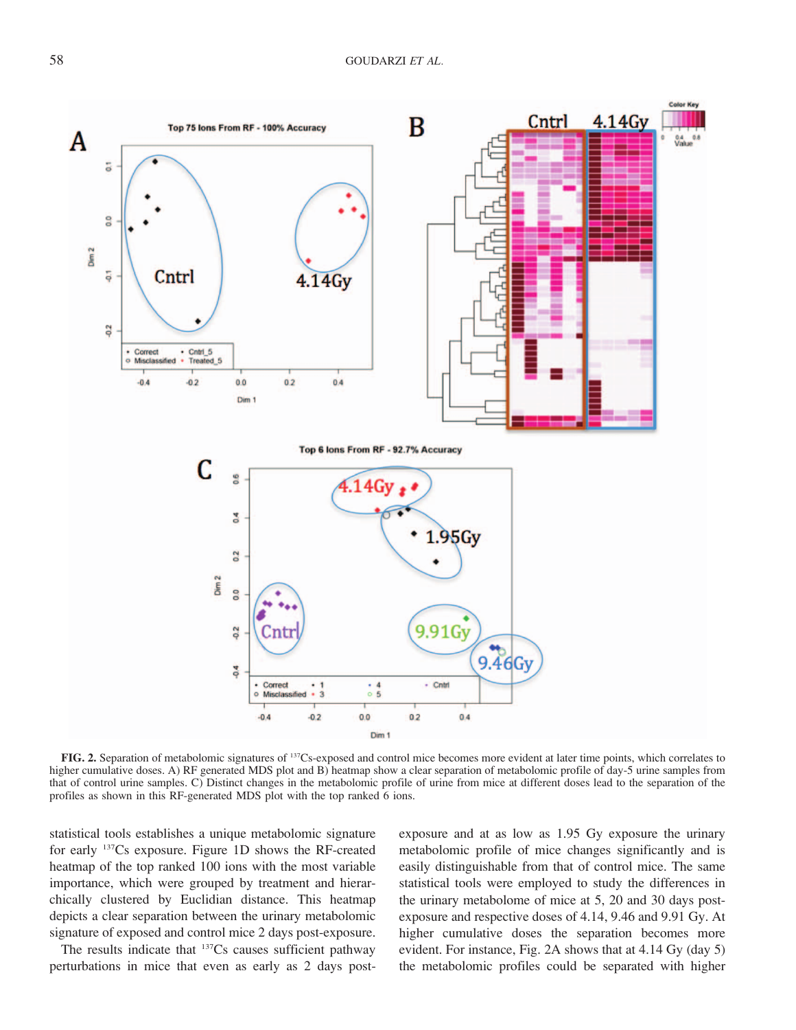**FIG. 2.** Separation of metabolomic signatures of $^{137}$Cs-exposed and control mice becomes more evident at later time points, which correlates to higher cumulative doses. A) RF generated MDS plot and B) heatmap show a clear separation of metabolomic profile of day-5 urine samples from that of control urine samples. C) Distinct changes in the metabolomic profile of urine from mice at different doses lead to the separation of the profiles as shown in this RF-generated MDS plot with the top ranked 6 ions.

statistical tools establishes a unique metabolomic signature for early $^{137}$Cs exposure. Figure 1D shows the RF-created heatmap of the top ranked 100 ions with the most variable importance, which were grouped by treatment and hierarchically clustered by Euclidian distance. This heatmap depicts a clear separation between the urinary metabolomic signature of exposed and control mice 2 days post-exposure.

The results indicate that $^{137}$Cs causes sufficient pathway perturbations in mice that even as early as 2 days post-exposure and at as low as 1.95 Gy exposure the urinary metabolomic profile of mice changes significantly and is easily distinguishable from that of control mice. The same statistical tools were employed to study the differences in the urinary metabolome of mice at 5, 20 and 30 days post-exposure and respective doses of 4.14, 9.46 and 9.91 Gy. At higher cumulative doses the separation becomes more evident. For instance, Fig. 2A shows that at 4.14 Gy (day 5) the metabolomic profiles could be separated with higher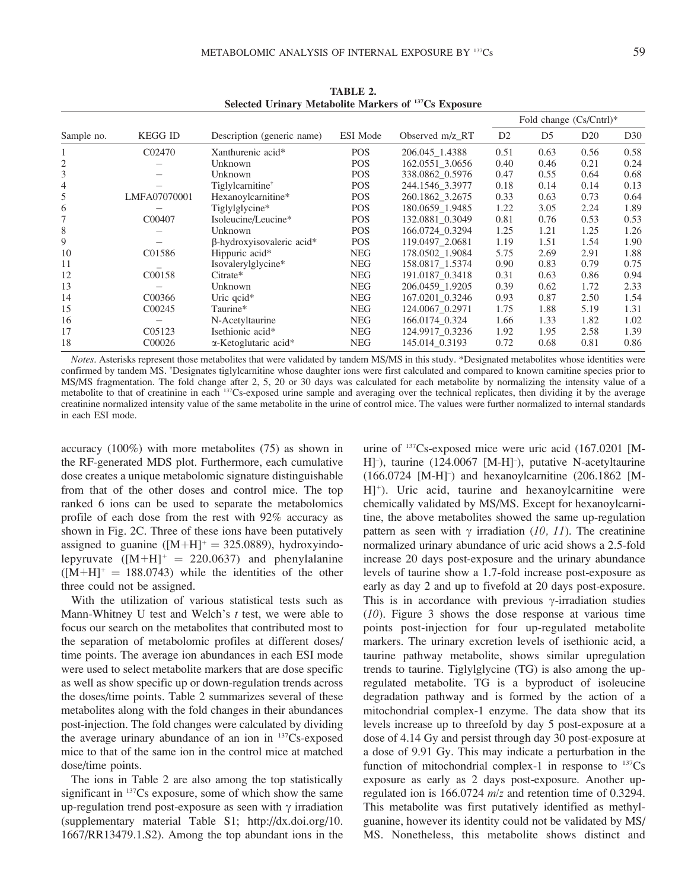**TABLE 2.**
**Selected Urinary Metabolite Markers of $^{137}$Cs Exposure**

| Sample no. | KEGG ID | Description (generic name) | ESI Mode | Observed m/z_RT | Fold change (Cs/Cntrl)* | | | |
|---|---|---|---|---|---|---|---|---|
| | | | | | D2 | D5 | D20 | D30 |
| 1 | C02470 | Xanthurenic acid* | POS | 206.045_1.4388 | 0.51 | 0.63 | 0.56 | 0.58 |
| 2 | – | Unknown | POS | 162.0551_3.0656 | 0.40 | 0.46 | 0.21 | 0.24 |
| 3 | – | Unknown | POS | 338.0862_0.5976 | 0.47 | 0.55 | 0.64 | 0.68 |
| 4 | – | Tiglylcarnitine† | POS | 244.1546_3.3977 | 0.18 | 0.14 | 0.14 | 0.13 |
| 5 | LMFA07070001 | Hexanoylcarnitine* | POS | 260.1862_3.2675 | 0.33 | 0.63 | 0.73 | 0.64 |
| 6 | – | Tiglylglycine* | POS | 180.0659_1.9485 | 1.22 | 3.05 | 2.24 | 1.89 |
| 7 | C00407 | Isoleucine/Leucine* | POS | 132.0881_0.3049 | 0.81 | 0.76 | 0.53 | 0.53 |
| 8 | – | Unknown | POS | 166.0724_0.3294 | 1.25 | 1.21 | 1.25 | 1.26 |
| 9 | – | β-hydroxyisovaleric acid* | POS | 119.0497_2.0681 | 1.19 | 1.51 | 1.54 | 1.90 |
| 10 | C01586 | Hippuric acid* | NEG | 178.0502_1.9084 | 5.75 | 2.69 | 2.91 | 1.88 |
| 11 | – | Isovalerylglycine* | NEG | 158.0817_1.5374 | 0.90 | 0.83 | 0.79 | 0.75 |
| 12 | C00158 | Citrate* | NEG | 191.0187_0.3418 | 0.31 | 0.63 | 0.86 | 0.94 |
| 13 | – | Unknown | NEG | 206.0459_1.9205 | 0.39 | 0.62 | 1.72 | 2.33 |
| 14 | C00366 | Uric qcid* | NEG | 167.0201_0.3246 | 0.93 | 0.87 | 2.50 | 1.54 |
| 15 | C00245 | Taurine* | NEG | 124.0067_0.2971 | 1.75 | 1.88 | 5.19 | 1.31 |
| 16 | – | N-Acetyltaurine | NEG | 166.0174_0.324 | 1.66 | 1.33 | 1.82 | 1.02 |
| 17 | C05123 | Isethionic acid* | NEG | 124.9917_0.3236 | 1.92 | 1.95 | 2.58 | 1.39 |
| 18 | C00026 | α-Ketoglutaric acid* | NEG | 145.014_0.3193 | 0.72 | 0.68 | 0.81 | 0.86 |

*Notes.* Asterisks represent those metabolites that were validated by tandem MS/MS in this study. *Designated metabolites whose identities were confirmed by tandem MS. †Designates tiglylcarnitine whose daughter ions were first calculated and compared to known carnitine species prior to MS/MS fragmentation. The fold change after 2, 5, 20 or 30 days was calculated for each metabolite by normalizing the intensity value of a metabolite to that of creatinine in each $^{137}$Cs-exposed urine sample and averaging over the technical replicates, then dividing it by the average creatinine normalized intensity value of the same metabolite in the urine of control mice. The values were further normalized to internal standards in each ESI mode.

accuracy (100%) with more metabolites (75) as shown in the RF-generated MDS plot. Furthermore, each cumulative dose creates a unique metabolomic signature distinguishable from that of the other doses and control mice. The top ranked 6 ions can be used to separate the metabolomics profile of each dose from the rest with 92% accuracy as shown in Fig. 2C. Three of these ions have been putatively assigned to guanine ($[M+H]^+ = 325.0889$), hydroxyindolepyruvate ($[M+H]^+ = 220.0637$) and phenylalanine ($[M+H]^+ = 188.0743$) while the identities of the other three could not be assigned.

With the utilization of various statistical tests such as Mann-Whitney U test and Welch's *t* test, we were able to focus our search on the metabolites that contributed most to the separation of metabolomic profiles at different doses/time points. The average ion abundances in each ESI mode were used to select metabolite markers that are dose specific as well as show specific up or down-regulation trends across the doses/time points. Table 2 summarizes several of these metabolites along with the fold changes in their abundances post-injection. The fold changes were calculated by dividing the average urinary abundance of an ion in $^{137}$Cs-exposed mice to that of the same ion in the control mice at matched dose/time points.

The ions in Table 2 are also among the top statistically significant in $^{137}$Cs exposure, some of which show the same up-regulation trend post-exposure as seen with γ irradiation (supplementary material Table S1; http://dx.doi.org/10.1667/RR13479.1.S2). Among the top abundant ions in the urine of $^{137}$Cs-exposed mice were uric acid (167.0201 $[M-H]^-$), taurine (124.0067 $[M-H]^-$), putative N-acetyltaurine (166.0724 $[M-H]^-$) and hexanoylcarnitine (206.1862 $[M-H]^+$). Uric acid, taurine and hexanoylcarnitine were chemically validated by MS/MS. Except for hexanoylcarnitine, the above metabolites showed the same up-regulation pattern as seen with γ irradiation (*10, 11*). The creatinine normalized urinary abundance of uric acid shows a 2.5-fold increase 20 days post-exposure and the urinary abundance levels of taurine show a 1.7-fold increase post-exposure as early as day 2 and up to fivefold at 20 days post-exposure. This is in accordance with previous γ-irradiation studies (*10*). Figure 3 shows the dose response at various time points post-injection for four up-regulated metabolite markers. The urinary excretion levels of isethionic acid, a taurine pathway metabolite, shows similar upregulation trends to taurine. Tiglylglycine (TG) is also among the up-regulated metabolite. TG is a byproduct of isoleucine degradation pathway and is formed by the action of a mitochondrial complex-1 enzyme. The data show that its levels increase up to threefold by day 5 post-exposure at a dose of 4.14 Gy and persist through day 30 post-exposure at a dose of 9.91 Gy. This may indicate a perturbation in the function of mitochondrial complex-1 in response to $^{137}$Cs exposure as early as 2 days post-exposure. Another up-regulated ion is 166.0724 *m/z* and retention time of 0.3294. This metabolite was first putatively identified as methylguanine, however its identity could not be validated by MS/MS. Nonetheless, this metabolite shows distinct and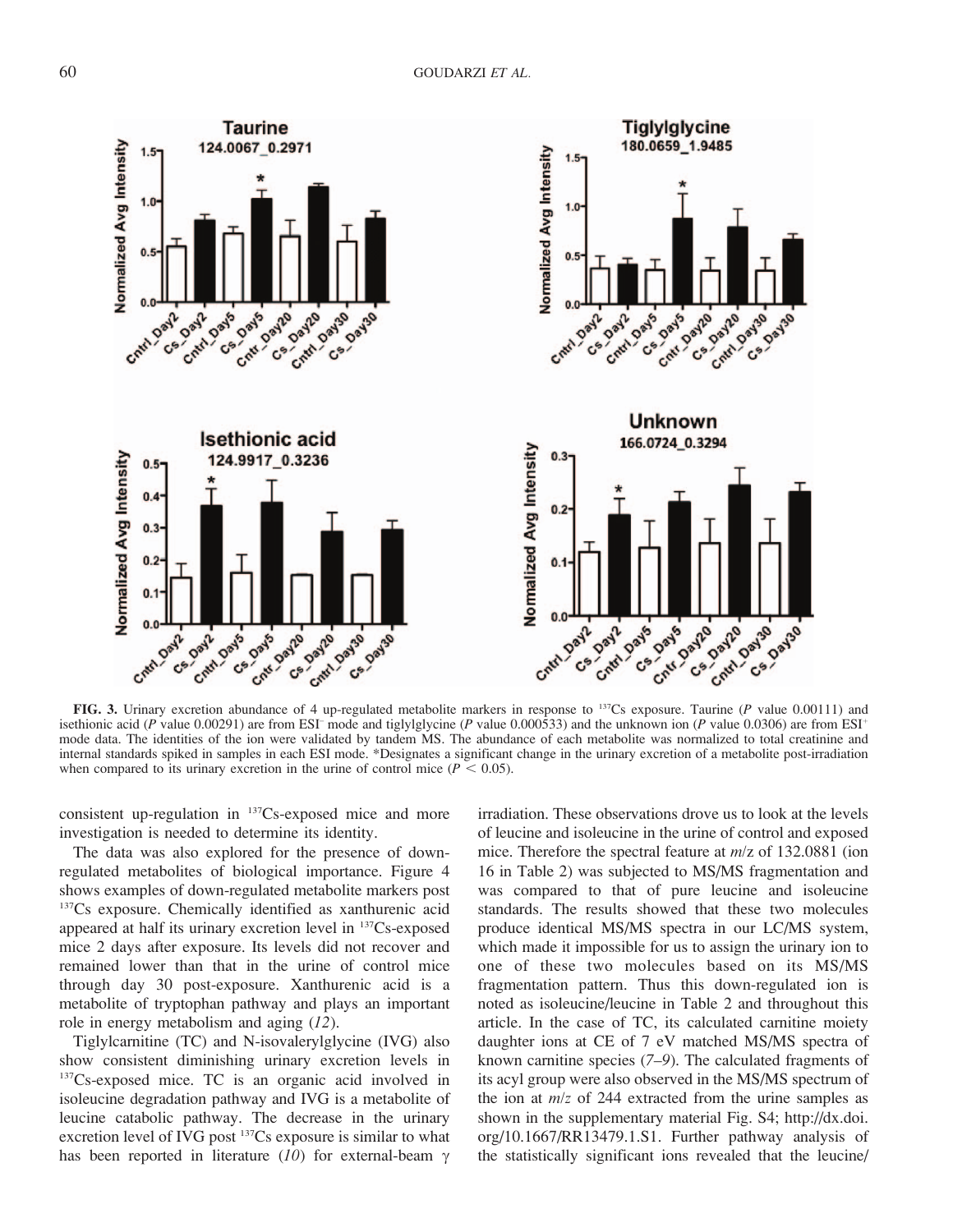**FIG. 3.** Urinary excretion abundance of 4 up-regulated metabolite markers in response to $^{137}$Cs exposure. Taurine (*P* value 0.00111) and isethionic acid (*P* value 0.00291) are from ESI$^{-}$ mode and tiglylglycine (*P* value 0.000533) and the unknown ion (*P* value 0.0306) are from ESI$^{+}$ mode data. The identities of the ion were validated by tandem MS. The abundance of each metabolite was normalized to total creatinine and internal standards spiked in samples in each ESI mode. *Designates a significant change in the urinary excretion of a metabolite post-irradiation when compared to its urinary excretion in the urine of control mice ($P < 0.05$).

consistent up-regulation in $^{137}$Cs-exposed mice and more investigation is needed to determine its identity.

The data was also explored for the presence of down-regulated metabolites of biological importance. Figure 4 shows examples of down-regulated metabolite markers post $^{137}$Cs exposure. Chemically identified as xanthurenic acid appeared at half its urinary excretion level in $^{137}$Cs-exposed mice 2 days after exposure. Its levels did not recover and remained lower than that in the urine of control mice through day 30 post-exposure. Xanthurenic acid is a metabolite of tryptophan pathway and plays an important role in energy metabolism and aging (*12*).

Tiglylcarnitine (TC) and N-isovalerylglycine (IVG) also show consistent diminishing urinary excretion levels in $^{137}$Cs-exposed mice. TC is an organic acid involved in isoleucine degradation pathway and IVG is a metabolite of leucine catabolic pathway. The decrease in the urinary excretion level of IVG post $^{137}$Cs exposure is similar to what has been reported in literature (*10*) for external-beam $\gamma$ irradiation. These observations drove us to look at the levels of leucine and isoleucine in the urine of control and exposed mice. Therefore the spectral feature at *m*/z of 132.0881 (ion 16 in Table 2) was subjected to MS/MS fragmentation and was compared to that of pure leucine and isoleucine standards. The results showed that these two molecules produce identical MS/MS spectra in our LC/MS system, which made it impossible for us to assign the urinary ion to one of these two molecules based on its MS/MS fragmentation pattern. Thus this down-regulated ion is noted as isoleucine/leucine in Table 2 and throughout this article. In the case of TC, its calculated carnitine moiety daughter ions at CE of 7 eV matched MS/MS spectra of known carnitine species (*7–9*). The calculated fragments of its acyl group were also observed in the MS/MS spectrum of the ion at *m/z* of 244 extracted from the urine samples as shown in the supplementary material Fig. S4; http://dx.doi.org/10.1667/RR13479.1.S1. Further pathway analysis of the statistically significant ions revealed that the leucine/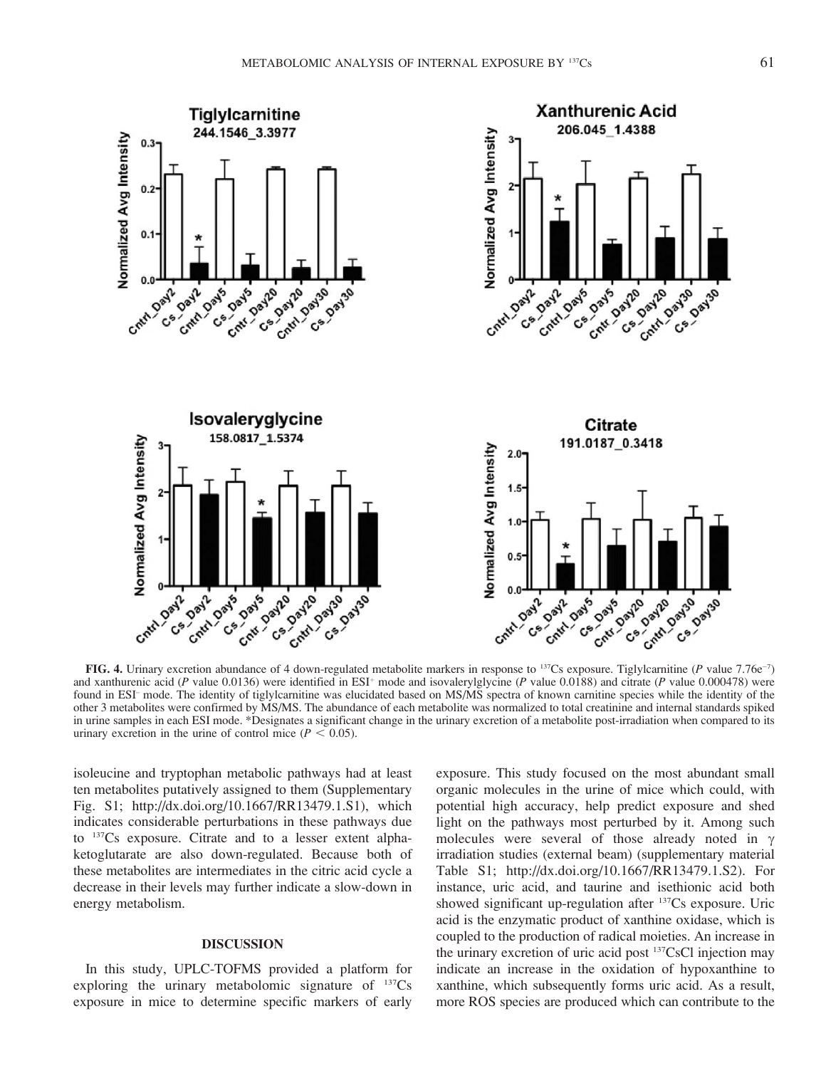**FIG. 4.** Urinary excretion abundance of 4 down-regulated metabolite markers in response to $^{137}$Cs exposure. Tiglylcarnitine ($P$ value 7.76e$^{-7}$) and xanthurenic acid ($P$ value 0.0136) were identified in ESI$^{+}$ mode and isovalerylglycine ($P$ value 0.0188) and citrate ($P$ value 0.000478) were found in ESI$^{-}$ mode. The identity of tiglylcarnitine was elucidated based on MS/MS spectra of known carnitine species while the identity of the other 3 metabolites were confirmed by MS/MS. The abundance of each metabolite was normalized to total creatinine and internal standards spiked in urine samples in each ESI mode. *Designates a significant change in the urinary excretion of a metabolite post-irradiation when compared to its urinary excretion in the urine of control mice ($P < 0.05$).

isoleucine and tryptophan metabolic pathways had at least ten metabolites putatively assigned to them (Supplementary Fig. S1; http://dx.doi.org/10.1667/RR13479.1.S1), which indicates considerable perturbations in these pathways due to $^{137}$Cs exposure. Citrate and to a lesser extent alpha-ketoglutarate are also down-regulated. Because both of these metabolites are intermediates in the citric acid cycle a decrease in their levels may further indicate a slow-down in energy metabolism.

## DISCUSSION

In this study, UPLC-TOFMS provided a platform for exploring the urinary metabolomic signature of $^{137}$Cs exposure in mice to determine specific markers of early exposure. This study focused on the most abundant small organic molecules in the urine of mice which could, with potential high accuracy, help predict exposure and shed light on the pathways most perturbed by it. Among such molecules were several of those already noted in $\gamma$ irradiation studies (external beam) (supplementary material Table S1; http://dx.doi.org/10.1667/RR13479.1.S2). For instance, uric acid, and taurine and isethionic acid both showed significant up-regulation after $^{137}$Cs exposure. Uric acid is the enzymatic product of xanthine oxidase, which is coupled to the production of radical moieties. An increase in the urinary excretion of uric acid post $^{137}$CsCl injection may indicate an increase in the oxidation of hypoxanthine to xanthine, which subsequently forms uric acid. As a result, more ROS species are produced which can contribute to the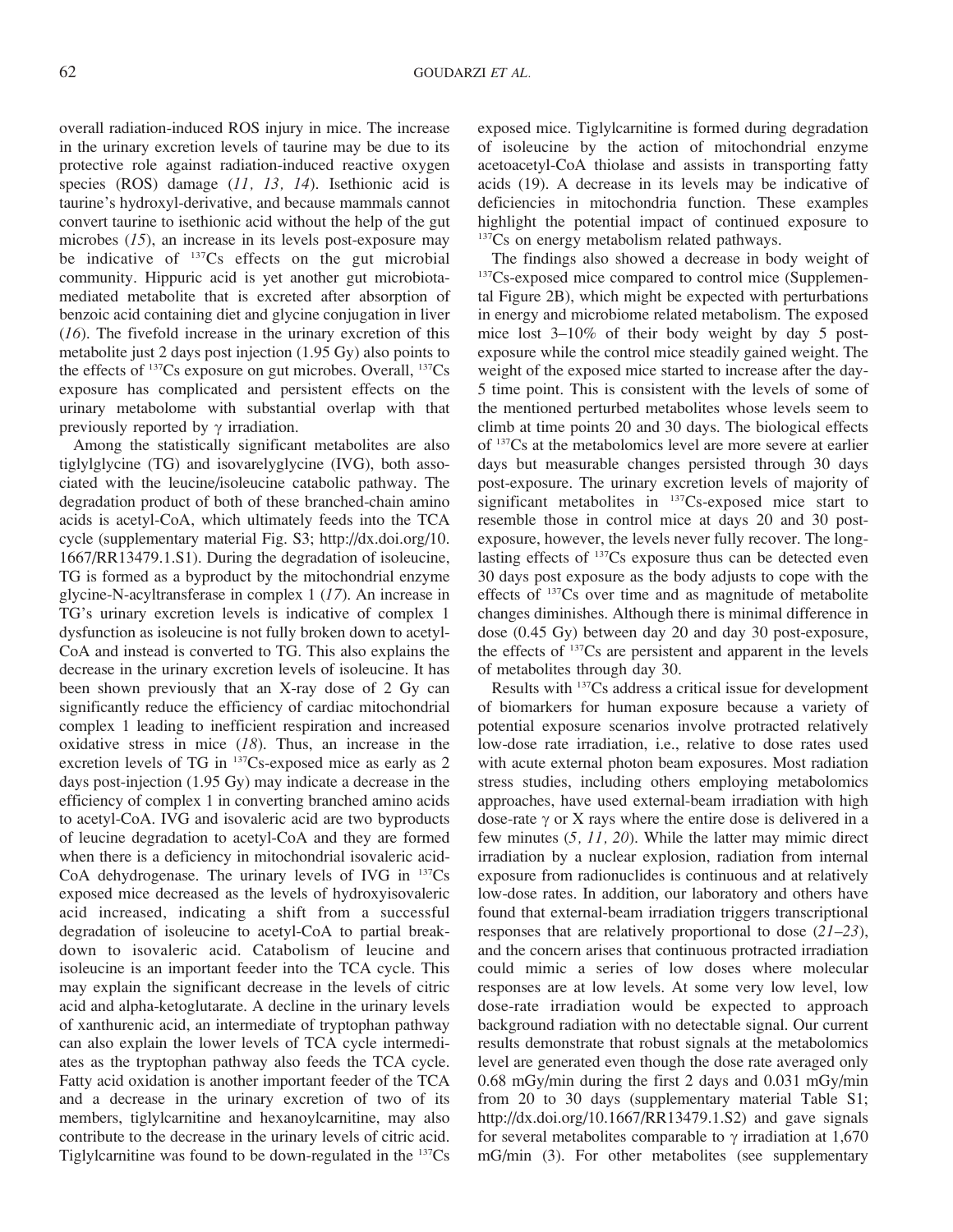overall radiation-induced ROS injury in mice. The increase in the urinary excretion levels of taurine may be due to its protective role against radiation-induced reactive oxygen species (ROS) damage (*11, 13, 14*). Isethionic acid is taurine's hydroxyl-derivative, and because mammals cannot convert taurine to isethionic acid without the help of the gut microbes (*15*), an increase in its levels post-exposure may be indicative of $^{137}$Cs effects on the gut microbial community. Hippuric acid is yet another gut microbiota-mediated metabolite that is excreted after absorption of benzoic acid containing diet and glycine conjugation in liver (*16*). The fivefold increase in the urinary excretion of this metabolite just 2 days post injection (1.95 Gy) also points to the effects of $^{137}$Cs exposure on gut microbes. Overall, $^{137}$Cs exposure has complicated and persistent effects on the urinary metabolome with substantial overlap with that previously reported by $\gamma$ irradiation.

Among the statistically significant metabolites are also tiglylglycine (TG) and isovarelyglycine (IVG), both associated with the leucine/isoleucine catabolic pathway. The degradation product of both of these branched-chain amino acids is acetyl-CoA, which ultimately feeds into the TCA cycle (supplementary material Fig. S3; http://dx.doi.org/10.1667/RR13479.1.S1). During the degradation of isoleucine, TG is formed as a byproduct by the mitochondrial enzyme glycine-N-acyltransferase in complex 1 (*17*). An increase in TG's urinary excretion levels is indicative of complex 1 dysfunction as isoleucine is not fully broken down to acetyl-CoA and instead is converted to TG. This also explains the decrease in the urinary excretion levels of isoleucine. It has been shown previously that an X-ray dose of 2 Gy can significantly reduce the efficiency of cardiac mitochondrial complex 1 leading to inefficient respiration and increased oxidative stress in mice (*18*). Thus, an increase in the excretion levels of TG in $^{137}$Cs-exposed mice as early as 2 days post-injection (1.95 Gy) may indicate a decrease in the efficiency of complex 1 in converting branched amino acids to acetyl-CoA. IVG and isovaleric acid are two byproducts of leucine degradation to acetyl-CoA and they are formed when there is a deficiency in mitochondrial isovaleric acid-CoA dehydrogenase. The urinary levels of IVG in $^{137}$Cs exposed mice decreased as the levels of hydroxyisovaleric acid increased, indicating a shift from a successful degradation of isoleucine to acetyl-CoA to partial breakdown to isovaleric acid. Catabolism of leucine and isoleucine is an important feeder into the TCA cycle. This may explain the significant decrease in the levels of citric acid and alpha-ketoglutarate. A decline in the urinary levels of xanthurenic acid, an intermediate of tryptophan pathway can also explain the lower levels of TCA cycle intermediates as the tryptophan pathway also feeds the TCA cycle. Fatty acid oxidation is another important feeder of the TCA and a decrease in the urinary excretion of two of its members, tiglylcarnitine and hexanoylcarnitine, may also contribute to the decrease in the urinary levels of citric acid. Tiglylcarnitine was found to be down-regulated in the $^{137}$Cs exposed mice. Tiglylcarnitine is formed during degradation of isoleucine by the action of mitochondrial enzyme acetoacetyl-CoA thiolase and assists in transporting fatty acids (19). A decrease in its levels may be indicative of deficiencies in mitochondria function. These examples highlight the potential impact of continued exposure to $^{137}$Cs on energy metabolism related pathways.

The findings also showed a decrease in body weight of $^{137}$Cs-exposed mice compared to control mice (Supplemental Figure 2B), which might be expected with perturbations in energy and microbiome related metabolism. The exposed mice lost 3–10% of their body weight by day 5 post-exposure while the control mice steadily gained weight. The weight of the exposed mice started to increase after the day-5 time point. This is consistent with the levels of some of the mentioned perturbed metabolites whose levels seem to climb at time points 20 and 30 days. The biological effects of $^{137}$Cs at the metabolomics level are more severe at earlier days but measurable changes persisted through 30 days post-exposure. The urinary excretion levels of majority of significant metabolites in $^{137}$Cs-exposed mice start to resemble those in control mice at days 20 and 30 post-exposure, however, the levels never fully recover. The long-lasting effects of $^{137}$Cs exposure thus can be detected even 30 days post exposure as the body adjusts to cope with the effects of $^{137}$Cs over time and as magnitude of metabolite changes diminishes. Although there is minimal difference in dose (0.45 Gy) between day 20 and day 30 post-exposure, the effects of $^{137}$Cs are persistent and apparent in the levels of metabolites through day 30.

Results with $^{137}$Cs address a critical issue for development of biomarkers for human exposure because a variety of potential exposure scenarios involve protracted relatively low-dose rate irradiation, i.e., relative to dose rates used with acute external photon beam exposures. Most radiation stress studies, including others employing metabolomics approaches, have used external-beam irradiation with high dose-rate $\gamma$ or X rays where the entire dose is delivered in a few minutes (*5, 11, 20*). While the latter may mimic direct irradiation by a nuclear explosion, radiation from internal exposure from radionuclides is continuous and at relatively low-dose rates. In addition, our laboratory and others have found that external-beam irradiation triggers transcriptional responses that are relatively proportional to dose (*21–23*), and the concern arises that continuous protracted irradiation could mimic a series of low doses where molecular responses are at low levels. At some very low level, low dose-rate irradiation would be expected to approach background radiation with no detectable signal. Our current results demonstrate that robust signals at the metabolomics level are generated even though the dose rate averaged only 0.68 mGy/min during the first 2 days and 0.031 mGy/min from 20 to 30 days (supplementary material Table S1; http://dx.doi.org/10.1667/RR13479.1.S2) and gave signals for several metabolites comparable to $\gamma$ irradiation at 1,670 mG/min (3). For other metabolites (see supplementary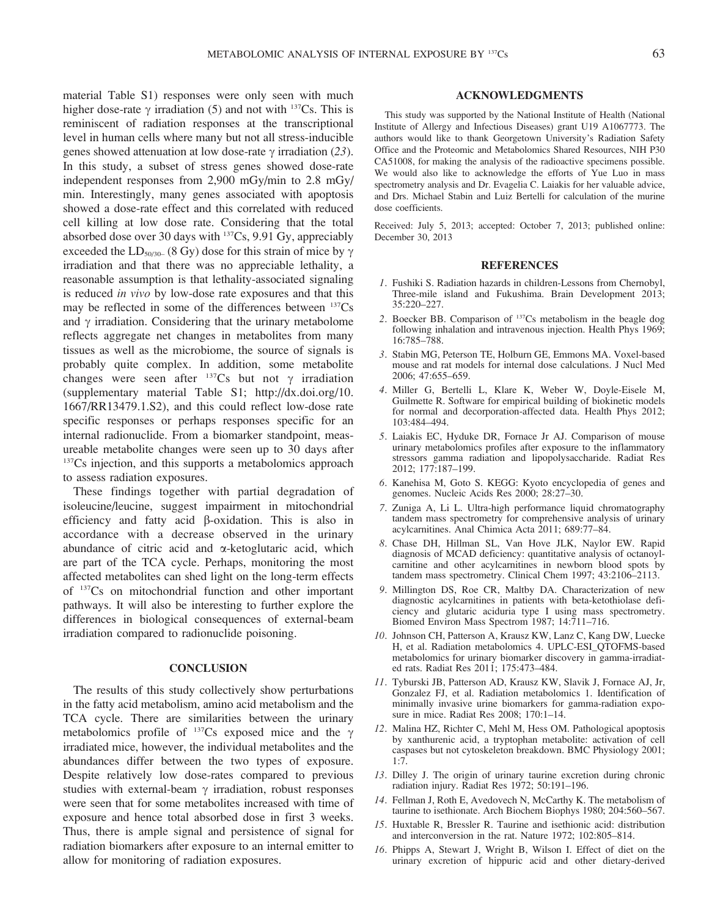material Table S1) responses were only seen with much higher dose-rate $\gamma$ irradiation (5) and not with $^{137}$Cs. This is reminiscent of radiation responses at the transcriptional level in human cells where many but not all stress-inducible genes showed attenuation at low dose-rate $\gamma$ irradiation (*23*). In this study, a subset of stress genes showed dose-rate independent responses from 2,900 mGy/min to 2.8 mGy/min. Interestingly, many genes associated with apoptosis showed a dose-rate effect and this correlated with reduced cell killing at low dose rate. Considering that the total absorbed dose over 30 days with $^{137}$Cs, 9.91 Gy, appreciably exceeded the $LD_{50/30-}$ (8 Gy) dose for this strain of mice by $\gamma$ irradiation and that there was no appreciable lethality, a reasonable assumption is that lethality-associated signaling is reduced *in vivo* by low-dose rate exposures and that this may be reflected in some of the differences between $^{137}$Cs and $\gamma$ irradiation. Considering that the urinary metabolome reflects aggregate net changes in metabolites from many tissues as well as the microbiome, the source of signals is probably quite complex. In addition, some metabolite changes were seen after $^{137}$Cs but not $\gamma$ irradiation (supplementary material Table S1; http://dx.doi.org/10.1667/RR13479.1.S2), and this could reflect low-dose rate specific responses or perhaps responses specific for an internal radionuclide. From a biomarker standpoint, measureable metabolite changes were seen up to 30 days after $^{137}$Cs injection, and this supports a metabolomics approach to assess radiation exposures.

These findings together with partial degradation of isoleucine/leucine, suggest impairment in mitochondrial efficiency and fatty acid $\beta$-oxidation. This is also in accordance with a decrease observed in the urinary abundance of citric acid and $\alpha$-ketoglutaric acid, which are part of the TCA cycle. Perhaps, monitoring the most affected metabolites can shed light on the long-term effects of $^{137}$Cs on mitochondrial function and other important pathways. It will also be interesting to further explore the differences in biological consequences of external-beam irradiation compared to radionuclide poisoning.

## CONCLUSION

The results of this study collectively show perturbations in the fatty acid metabolism, amino acid metabolism and the TCA cycle. There are similarities between the urinary metabolomics profile of $^{137}$Cs exposed mice and the $\gamma$ irradiated mice, however, the individual metabolites and the abundances differ between the two types of exposure. Despite relatively low dose-rates compared to previous studies with external-beam $\gamma$ irradiation, robust responses were seen that for some metabolites increased with time of exposure and hence total absorbed dose in first 3 weeks. Thus, there is ample signal and persistence of signal for radiation biomarkers after exposure to an internal emitter to allow for monitoring of radiation exposures.

## ACKNOWLEDGMENTS

This study was supported by the National Institute of Health (National Institute of Allergy and Infectious Diseases) grant U19 A1067773. The authors would like to thank Georgetown University's Radiation Safety Office and the Proteomic and Metabolomics Shared Resources, NIH P30 CA51008, for making the analysis of the radioactive specimens possible. We would also like to acknowledge the efforts of Yue Luo in mass spectrometry analysis and Dr. Evagelia C. Laiakis for her valuable advice, and Drs. Michael Stabin and Luiz Bertelli for calculation of the murine dose coefficients.

Received: July 5, 2013; accepted: October 7, 2013; published online: December 30, 2013

## REFERENCES

1. Fushiki S. Radiation hazards in children-Lessons from Chernobyl, Three-mile island and Fukushima. Brain Development 2013; 35:220–227.
2. Boecker BB. Comparison of $^{137}$Cs metabolism in the beagle dog following inhalation and intravenous injection. Health Phys 1969; 16:785–788.
3. Stabin MG, Peterson TE, Holburn GE, Emmons MA. Voxel-based mouse and rat models for internal dose calculations. J Nucl Med 2006; 47:655–659.
4. Miller G, Bertelli L, Klare K, Weber W, Doyle-Eisele M, Guilmette R. Software for empirical building of biokinetic models for normal and decorporation-affected data. Health Phys 2012; 103:484–494.
5. Laiakis EC, Hyduke DR, Fornace Jr AJ. Comparison of mouse urinary metabolomics profiles after exposure to the inflammatory stressors gamma radiation and lipopolysaccharide. Radiat Res 2012; 177:187–199.
6. Kanehisa M, Goto S. KEGG: Kyoto encyclopedia of genes and genomes. Nucleic Acids Res 2000; 28:27–30.
7. Zuniga A, Li L. Ultra-high performance liquid chromatography tandem mass spectrometry for comprehensive analysis of urinary acylcarnitines. Anal Chimica Acta 2011; 689:77–84.
8. Chase DH, Hillman SL, Van Hove JLK, Naylor EW. Rapid diagnosis of MCAD deficiency: quantitative analysis of octanoylcarnitine and other acylcarnitines in newborn blood spots by tandem mass spectrometry. Clinical Chem 1997; 43:2106–2113.
9. Millington DS, Roe CR, Maltby DA. Characterization of new diagnostic acylcarnitines in patients with beta-ketothiolase deficiency and glutaric aciduria type I using mass spectrometry. Biomed Environ Mass Spectrom 1987; 14:711–716.
10. Johnson CH, Patterson A, Krausz KW, Lanz C, Kang DW, Luecke H, et al. Radiation metabolomics 4. UPLC-ESI_QTOFMS-based metabolomics for urinary biomarker discovery in gamma-irradiated rats. Radiat Res 2011; 175:473–484.
11. Tyburski JB, Patterson AD, Krausz KW, Slavik J, Fornace AJ, Jr, Gonzalez FJ, et al. Radiation metabolomics 1. Identification of minimally invasive urine biomarkers for gamma-radiation exposure in mice. Radiat Res 2008; 170:1–14.
12. Malina HZ, Richter C, Mehl M, Hess OM. Pathological apoptosis by xanthurenic acid, a tryptophan metabolite: activation of cell caspases but not cytoskeleton breakdown. BMC Physiology 2001; 1:7.
13. Dilley J. The origin of urinary taurine excretion during chronic radiation injury. Radiat Res 1972; 50:191–196.
14. Fellman J, Roth E, Avedovech N, McCarthy K. The metabolism of taurine to isethionate. Arch Biochem Biophys 1980; 204:560–567.
15. Huxtable R, Bressler R. Taurine and isethionic acid: distribution and interconversion in the rat. Nature 1972; 102:805–814.
16. Phipps A, Stewart J, Wright B, Wilson I. Effect of diet on the urinary excretion of hippuric acid and other dietary-derived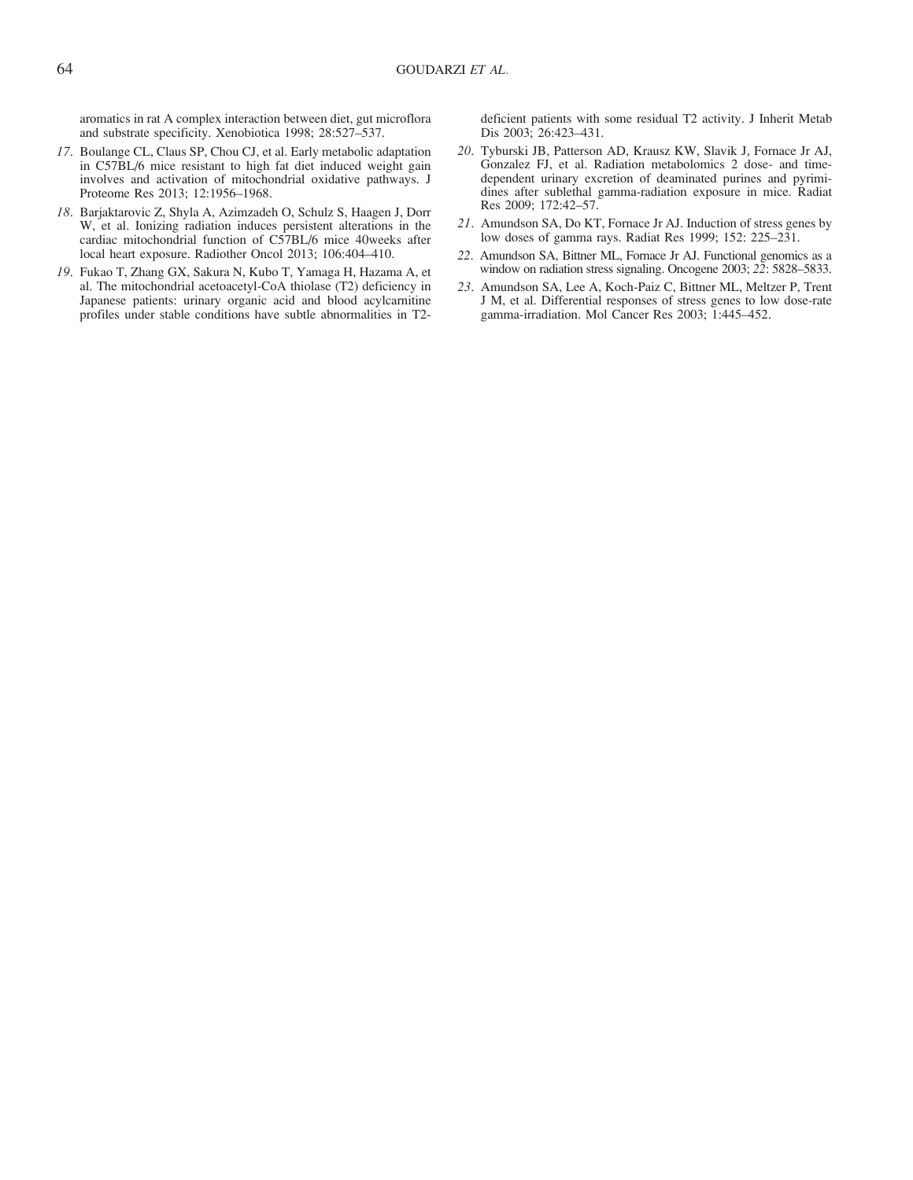aromatics in rat A complex interaction between diet, gut microflora and substrate specificity. Xenobiotica 1998; 28:527–537.

17. Boulange CL, Claus SP, Chou CJ, et al. Early metabolic adaptation in C57BL/6 mice resistant to high fat diet induced weight gain involves and activation of mitochondrial oxidative pathways. J Proteome Res 2013; 12:1956–1968.
18. Barjaktarovic Z, Shyla A, Azimzadeh O, Schulz S, Haagen J, Dorr W, et al. Ionizing radiation induces persistent alterations in the cardiac mitochondrial function of C57BL/6 mice 40weeks after local heart exposure. Radiother Oncol 2013; 106:404–410.
19. Fukao T, Zhang GX, Sakura N, Kubo T, Yamaga H, Hazama A, et al. The mitochondrial acetoacetyl-CoA thiolase (T2) deficiency in Japanese patients: urinary organic acid and blood acylcarnitine profiles under stable conditions have subtle abnormalities in T2-deficient patients with some residual T2 activity. J Inherit Metab Dis 2003; 26:423–431.
20. Tyburski JB, Patterson AD, Krausz KW, Slavik J, Fornace Jr AJ, Gonzalez FJ, et al. Radiation metabolomics 2 dose- and time-dependent urinary excretion of deaminated purines and pyrimidines after sublethal gamma-radiation exposure in mice. Radiat Res 2009; 172:42–57.
21. Amundson SA, Do KT, Fornace Jr AJ. Induction of stress genes by low doses of gamma rays. Radiat Res 1999; 152: 225–231.
22. Amundson SA, Bittner ML, Fornace Jr AJ. Functional genomics as a window on radiation stress signaling. Oncogene 2003; 22: 5828–5833.
23. Amundson SA, Lee A, Koch-Paiz C, Bittner ML, Meltzer P, Trent J M, et al. Differential responses of stress genes to low dose-rate gamma-irradiation. Mol Cancer Res 2003; 1:445–452.